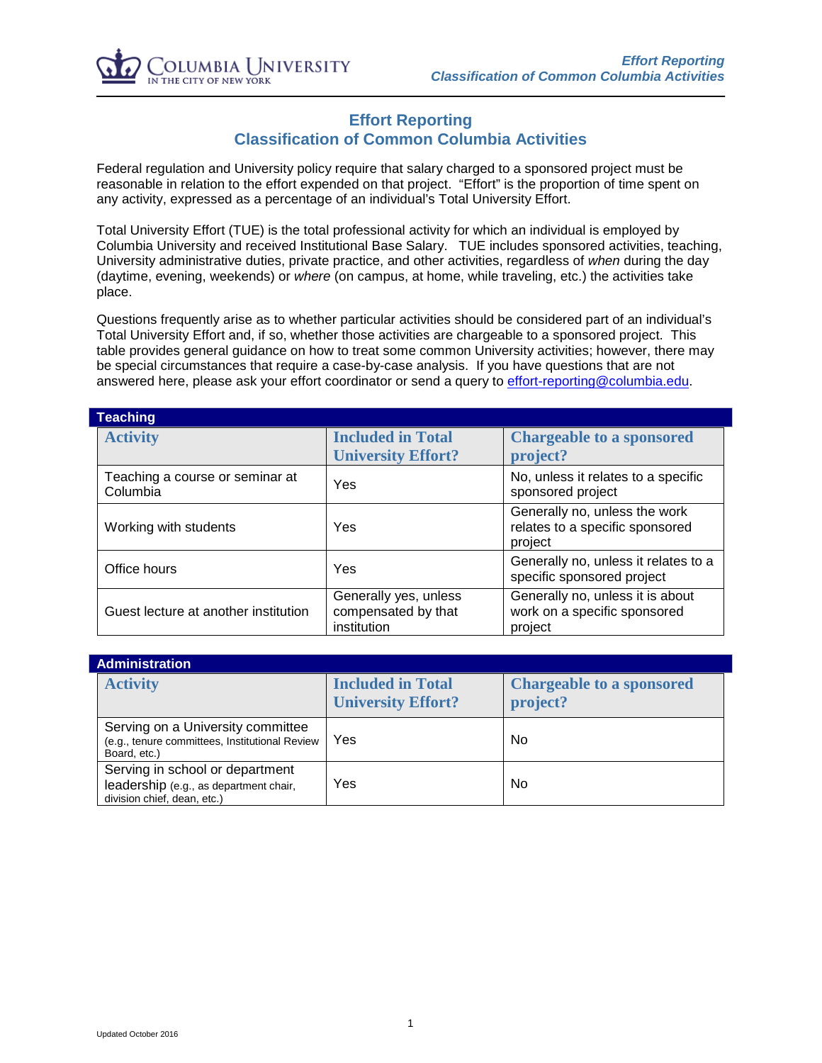# Effort Reporting
## Classification of Common Columbia Activities

Federal regulation and University policy require that salary charged to a sponsored project must be reasonable in relation to the effort expended on that project. "Effort" is the proportion of time spent on any activity, expressed as a percentage of an individual's Total University Effort.

Total University Effort (TUE) is the total professional activity for which an individual is employed by Columbia University and received Institutional Base Salary. TUE includes sponsored activities, teaching, University administrative duties, private practice, and other activities, regardless of *when* during the day (daytime, evening, weekends) or *where* (on campus, at home, while traveling, etc.) the activities take place.

Questions frequently arise as to whether particular activities should be considered part of an individual's Total University Effort and, if so, whether those activities are chargeable to a sponsored project. This table provides general guidance on how to treat some common University activities; however, there may be special circumstances that require a case-by-case analysis. If you have questions that are not answered here, please ask your effort coordinator or send a query to effort-reporting@columbia.edu.

### Teaching

| Activity | Included in Total University Effort? | Chargeable to a sponsored project? |
|---|---|---|
| Teaching a course or seminar at Columbia | Yes | No, unless it relates to a specific sponsored project |
| Working with students | Yes | Generally no, unless the work relates to a specific sponsored project |
| Office hours | Yes | Generally no, unless it relates to a specific sponsored project |
| Guest lecture at another institution | Generally yes, unless compensated by that institution | Generally no, unless it is about work on a specific sponsored project |

### Administration

| Activity | Included in Total University Effort? | Chargeable to a sponsored project? |
|---|---|---|
| Serving on a University committee (e.g., tenure committees, Institutional Review Board, etc.) | Yes | No |
| Serving in school or department leadership (e.g., as department chair, division chief, dean, etc.) | Yes | No |

Updated October 2016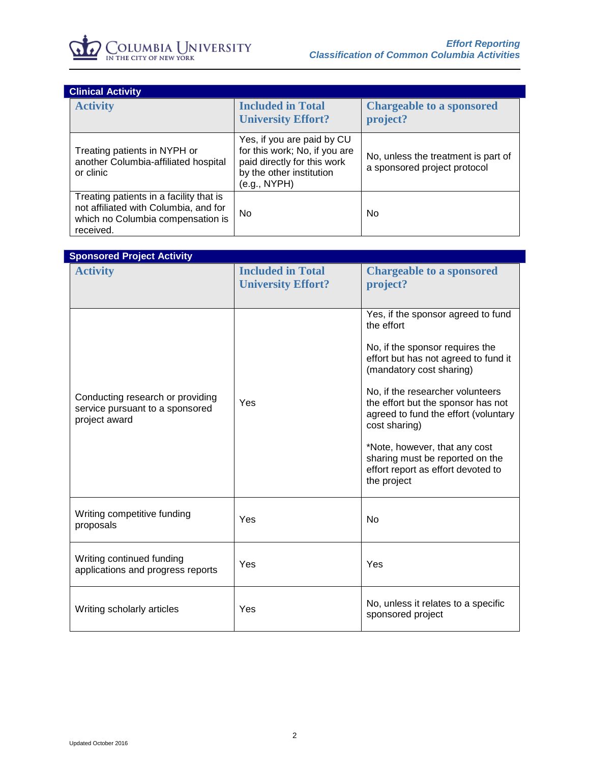## Clinical Activity

| Activity | Included in Total University Effort? | Chargeable to a sponsored project? |
| --- | --- | --- |
| Treating patients in NYPH or another Columbia-affiliated hospital or clinic | Yes, if you are paid by CU for this work; No, if you are paid directly for this work by the other institution (e.g., NYPH) | No, unless the treatment is part of a sponsored project protocol |
| Treating patients in a facility that is not affiliated with Columbia, and for which no Columbia compensation is received. | No | No |

## Sponsored Project Activity

| Activity | Included in Total University Effort? | Chargeable to a sponsored project? |
| --- | --- | --- |
| Conducting research or providing service pursuant to a sponsored project award | Yes | Yes, if the sponsor agreed to fund the effort<br><br>No, if the sponsor requires the effort but has not agreed to fund it (mandatory cost sharing)<br><br>No, if the researcher volunteers the effort but the sponsor has not agreed to fund the effort (voluntary cost sharing)<br><br>*Note, however, that any cost sharing must be reported on the effort report as effort devoted to the project |
| Writing competitive funding proposals | Yes | No |
| Writing continued funding applications and progress reports | Yes | Yes |
| Writing scholarly articles | Yes | No, unless it relates to a specific sponsored project |

Updated October 2016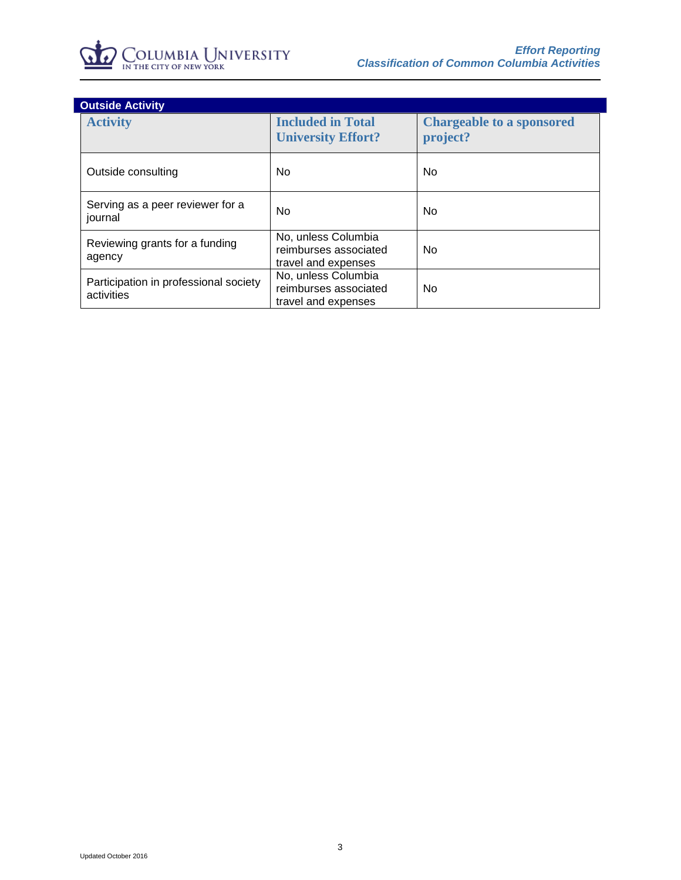## Outside Activity

| Activity | Included in Total University Effort? | Chargeable to a sponsored project? |
| --- | --- | --- |
| Outside consulting | No | No |
| Serving as a peer reviewer for a journal | No | No |
| Reviewing grants for a funding agency | No, unless Columbia reimburses associated travel and expenses | No |
| Participation in professional society activities | No, unless Columbia reimburses associated travel and expenses | No |

Updated October 2016